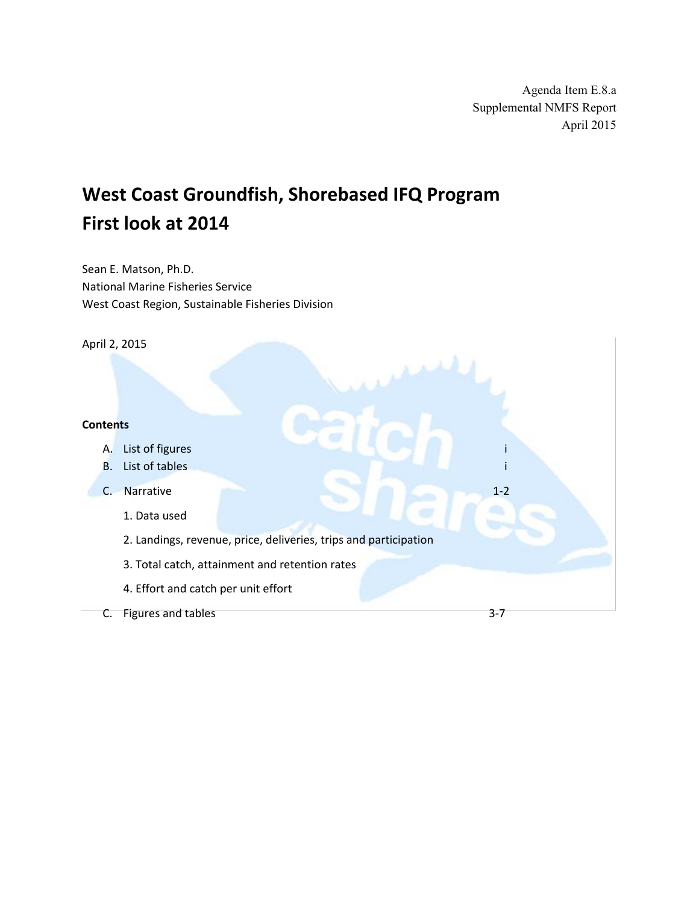Agenda Item E.8.a
Supplemental NMFS Report
April 2015

# West Coast Groundfish, Shorebased IFQ Program
# First look at 2014

Sean E. Matson, Ph.D.
National Marine Fisheries Service
West Coast Region, Sustainable Fisheries Division

April 2, 2015

**Contents**

| | | |
|---|---|---|
| A. | List of figures | i |
| B. | List of tables | i |
| C. | Narrative | 1-2 |
| | 1. Data used | |
| | 2. Landings, revenue, price, deliveries, trips and participation | |
| | 3. Total catch, attainment and retention rates | |
| | 4. Effort and catch per unit effort | |
| C. | Figures and tables | 3-7 |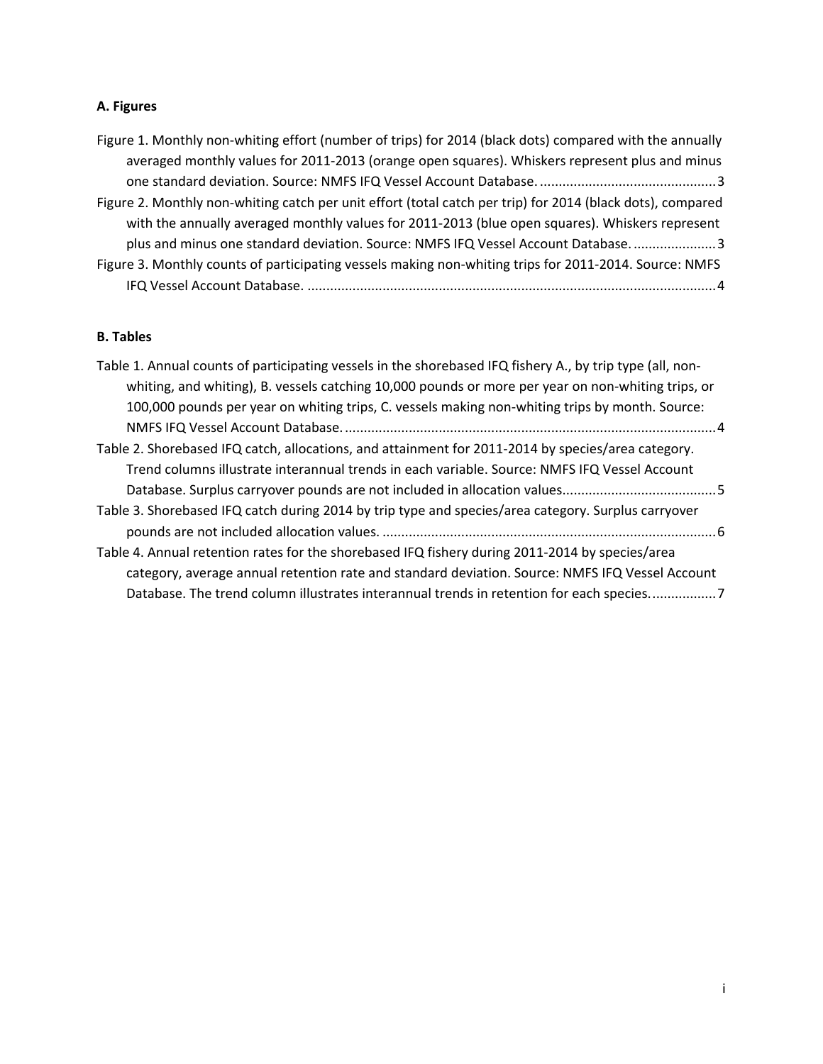### A. Figures

Figure 1. Monthly non-whiting effort (number of trips) for 2014 (black dots) compared with the annually averaged monthly values for 2011-2013 (orange open squares). Whiskers represent plus and minus one standard deviation. Source: NMFS IFQ Vessel Account Database. ............................................... 3

Figure 2. Monthly non-whiting catch per unit effort (total catch per trip) for 2014 (black dots), compared with the annually averaged monthly values for 2011-2013 (blue open squares). Whiskers represent plus and minus one standard deviation. Source: NMFS IFQ Vessel Account Database. ...................... 3

Figure 3. Monthly counts of participating vessels making non-whiting trips for 2011-2014. Source: NMFS IFQ Vessel Account Database. ............................................................................................................ 4

### B. Tables

Table 1. Annual counts of participating vessels in the shorebased IFQ fishery A., by trip type (all, non-whiting, and whiting), B. vessels catching 10,000 pounds or more per year on non-whiting trips, or 100,000 pounds per year on whiting trips, C. vessels making non-whiting trips by month. Source: NMFS IFQ Vessel Account Database. .................................................................................................. 4

Table 2. Shorebased IFQ catch, allocations, and attainment for 2011-2014 by species/area category. Trend columns illustrate interannual trends in each variable. Source: NMFS IFQ Vessel Account Database. Surplus carryover pounds are not included in allocation values......................................... 5

Table 3. Shorebased IFQ catch during 2014 by trip type and species/area category. Surplus carryover pounds are not included allocation values. ........................................................................................ 6

Table 4. Annual retention rates for the shorebased IFQ fishery during 2011-2014 by species/area category, average annual retention rate and standard deviation. Source: NMFS IFQ Vessel Account Database. The trend column illustrates interannual trends in retention for each species. ................. 7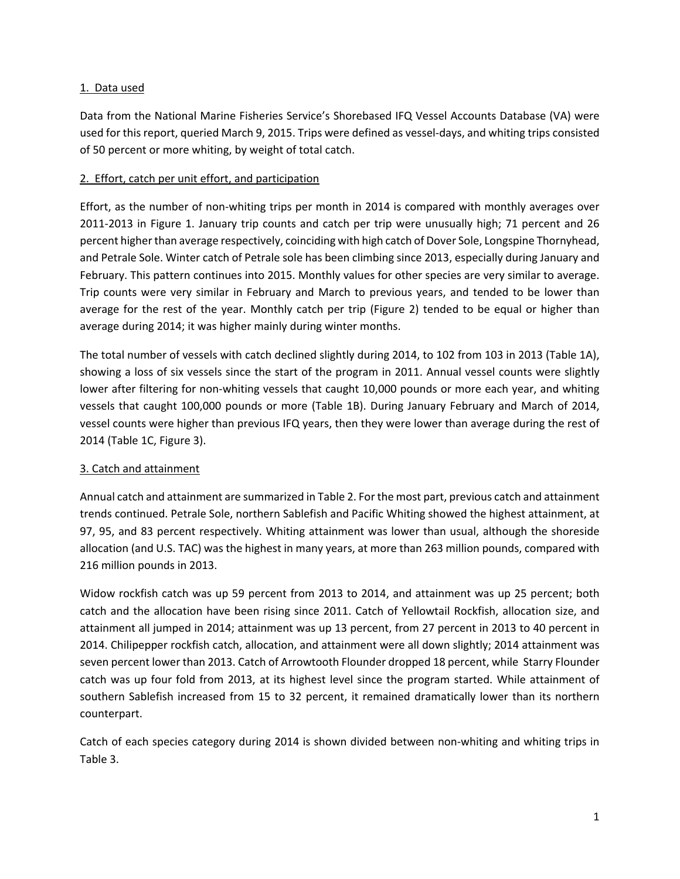## 1. Data used

Data from the National Marine Fisheries Service's Shorebased IFQ Vessel Accounts Database (VA) were used for this report, queried March 9, 2015. Trips were defined as vessel-days, and whiting trips consisted of 50 percent or more whiting, by weight of total catch.

## 2. Effort, catch per unit effort, and participation

Effort, as the number of non-whiting trips per month in 2014 is compared with monthly averages over 2011-2013 in Figure 1. January trip counts and catch per trip were unusually high; 71 percent and 26 percent higher than average respectively, coinciding with high catch of Dover Sole, Longspine Thornyhead, and Petrale Sole. Winter catch of Petrale sole has been climbing since 2013, especially during January and February. This pattern continues into 2015. Monthly values for other species are very similar to average. Trip counts were very similar in February and March to previous years, and tended to be lower than average for the rest of the year. Monthly catch per trip (Figure 2) tended to be equal or higher than average during 2014; it was higher mainly during winter months.

The total number of vessels with catch declined slightly during 2014, to 102 from 103 in 2013 (Table 1A), showing a loss of six vessels since the start of the program in 2011. Annual vessel counts were slightly lower after filtering for non-whiting vessels that caught 10,000 pounds or more each year, and whiting vessels that caught 100,000 pounds or more (Table 1B). During January February and March of 2014, vessel counts were higher than previous IFQ years, then they were lower than average during the rest of 2014 (Table 1C, Figure 3).

## 3. Catch and attainment

Annual catch and attainment are summarized in Table 2. For the most part, previous catch and attainment trends continued. Petrale Sole, northern Sablefish and Pacific Whiting showed the highest attainment, at 97, 95, and 83 percent respectively. Whiting attainment was lower than usual, although the shoreside allocation (and U.S. TAC) was the highest in many years, at more than 263 million pounds, compared with 216 million pounds in 2013.

Widow rockfish catch was up 59 percent from 2013 to 2014, and attainment was up 25 percent; both catch and the allocation have been rising since 2011. Catch of Yellowtail Rockfish, allocation size, and attainment all jumped in 2014; attainment was up 13 percent, from 27 percent in 2013 to 40 percent in 2014. Chilipepper rockfish catch, allocation, and attainment were all down slightly; 2014 attainment was seven percent lower than 2013. Catch of Arrowtooth Flounder dropped 18 percent, while Starry Flounder catch was up four fold from 2013, at its highest level since the program started. While attainment of southern Sablefish increased from 15 to 32 percent, it remained dramatically lower than its northern counterpart.

Catch of each species category during 2014 is shown divided between non-whiting and whiting trips in Table 3.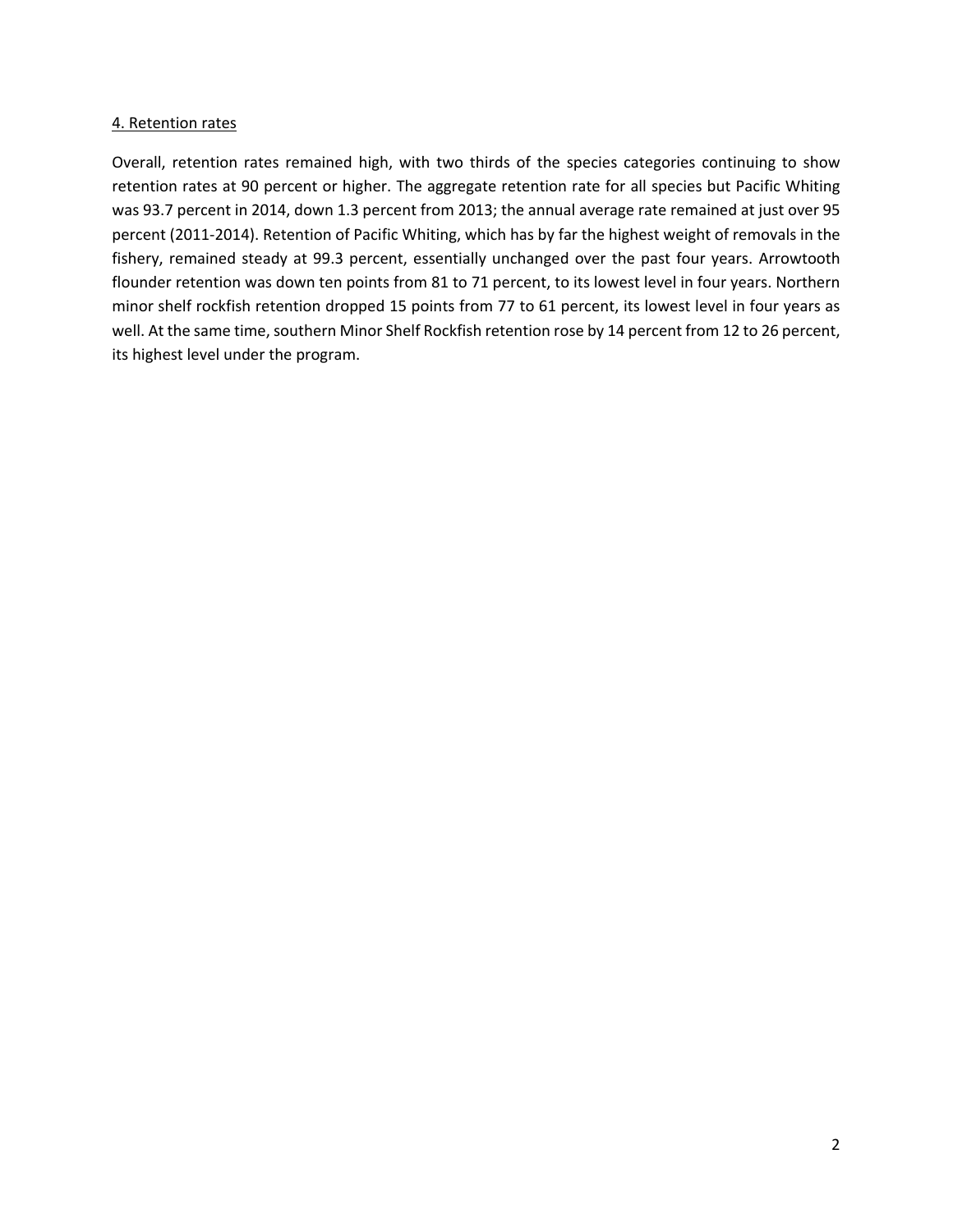4. Retention rates

Overall, retention rates remained high, with two thirds of the species categories continuing to show retention rates at 90 percent or higher. The aggregate retention rate for all species but Pacific Whiting was 93.7 percent in 2014, down 1.3 percent from 2013; the annual average rate remained at just over 95 percent (2011-2014). Retention of Pacific Whiting, which has by far the highest weight of removals in the fishery, remained steady at 99.3 percent, essentially unchanged over the past four years. Arrowtooth flounder retention was down ten points from 81 to 71 percent, to its lowest level in four years. Northern minor shelf rockfish retention dropped 15 points from 77 to 61 percent, its lowest level in four years as well. At the same time, southern Minor Shelf Rockfish retention rose by 14 percent from 12 to 26 percent, its highest level under the program.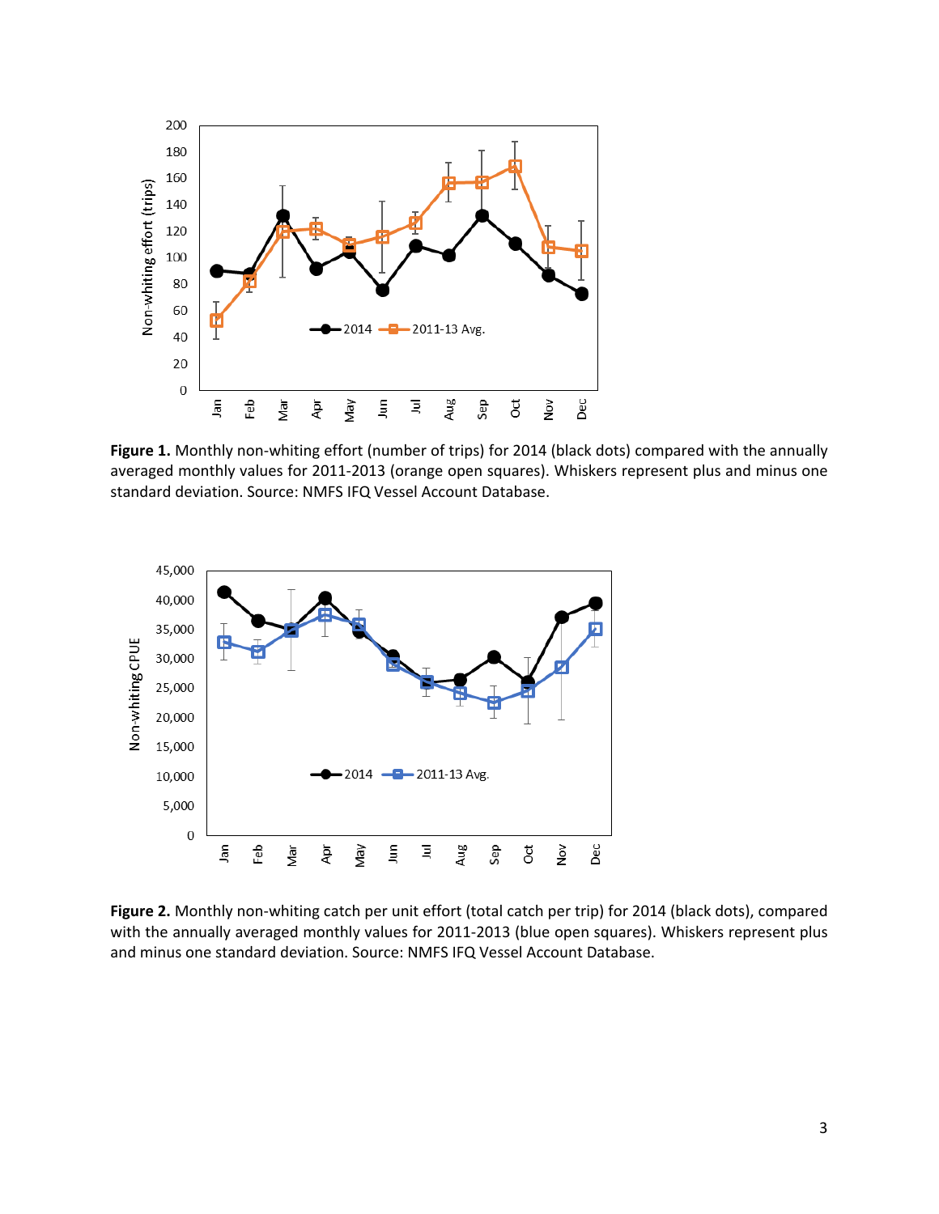**Figure 1.** Monthly non-whiting effort (number of trips) for 2014 (black dots) compared with the annually averaged monthly values for 2011-2013 (orange open squares). Whiskers represent plus and minus one standard deviation. Source: NMFS IFQ Vessel Account Database.

**Figure 2.** Monthly non-whiting catch per unit effort (total catch per trip) for 2014 (black dots), compared with the annually averaged monthly values for 2011-2013 (blue open squares). Whiskers represent plus and minus one standard deviation. Source: NMFS IFQ Vessel Account Database.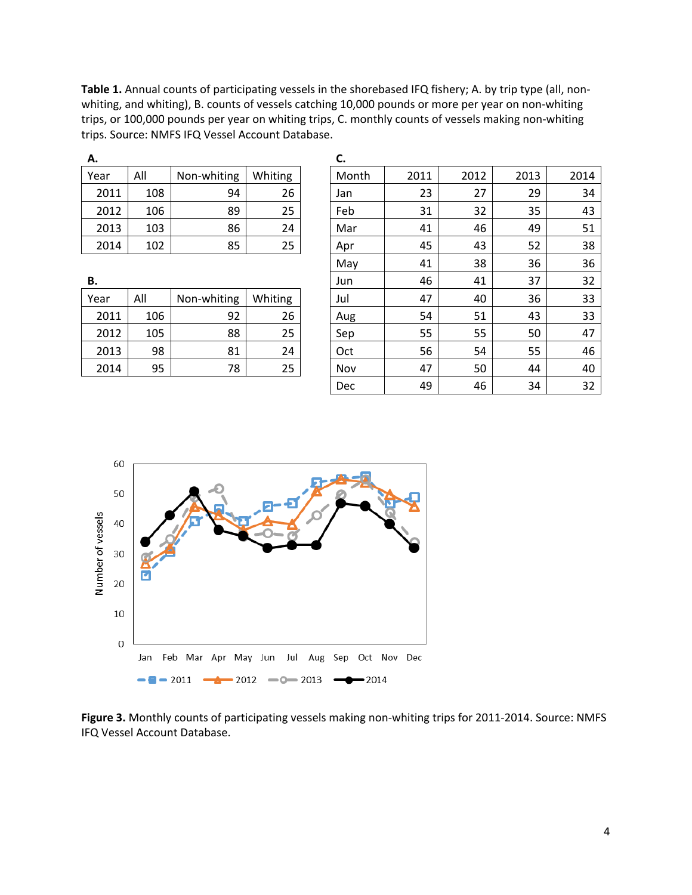**Table 1.** Annual counts of participating vessels in the shorebased IFQ fishery; A. by trip type (all, non-whiting, and whiting), B. counts of vessels catching 10,000 pounds or more per year on non-whiting trips, or 100,000 pounds per year on whiting trips, C. monthly counts of vessels making non-whiting trips. Source: NMFS IFQ Vessel Account Database.

**A.**

| Year | All | Non-whiting | Whiting |
|---|---|---|---|
| 2011 | 108 | 94 | 26 |
| 2012 | 106 | 89 | 25 |
| 2013 | 103 | 86 | 24 |
| 2014 | 102 | 85 | 25 |

**B.**

| Year | All | Non-whiting | Whiting |
|---|---|---|---|
| 2011 | 106 | 92 | 26 |
| 2012 | 105 | 88 | 25 |
| 2013 | 98 | 81 | 24 |
| 2014 | 95 | 78 | 25 |

**C.**

| Month | 2011 | 2012 | 2013 | 2014 |
|---|---|---|---|---|
| Jan | 23 | 27 | 29 | 34 |
| Feb | 31 | 32 | 35 | 43 |
| Mar | 41 | 46 | 49 | 51 |
| Apr | 45 | 43 | 52 | 38 |
| May | 41 | 38 | 36 | 36 |
| Jun | 46 | 41 | 37 | 32 |
| Jul | 47 | 40 | 36 | 33 |
| Aug | 54 | 51 | 43 | 33 |
| Sep | 55 | 55 | 50 | 47 |
| Oct | 56 | 54 | 55 | 46 |
| Nov | 47 | 50 | 44 | 40 |
| Dec | 49 | 46 | 34 | 32 |

**Figure 3.** Monthly counts of participating vessels making non-whiting trips for 2011-2014. Source: NMFS IFQ Vessel Account Database.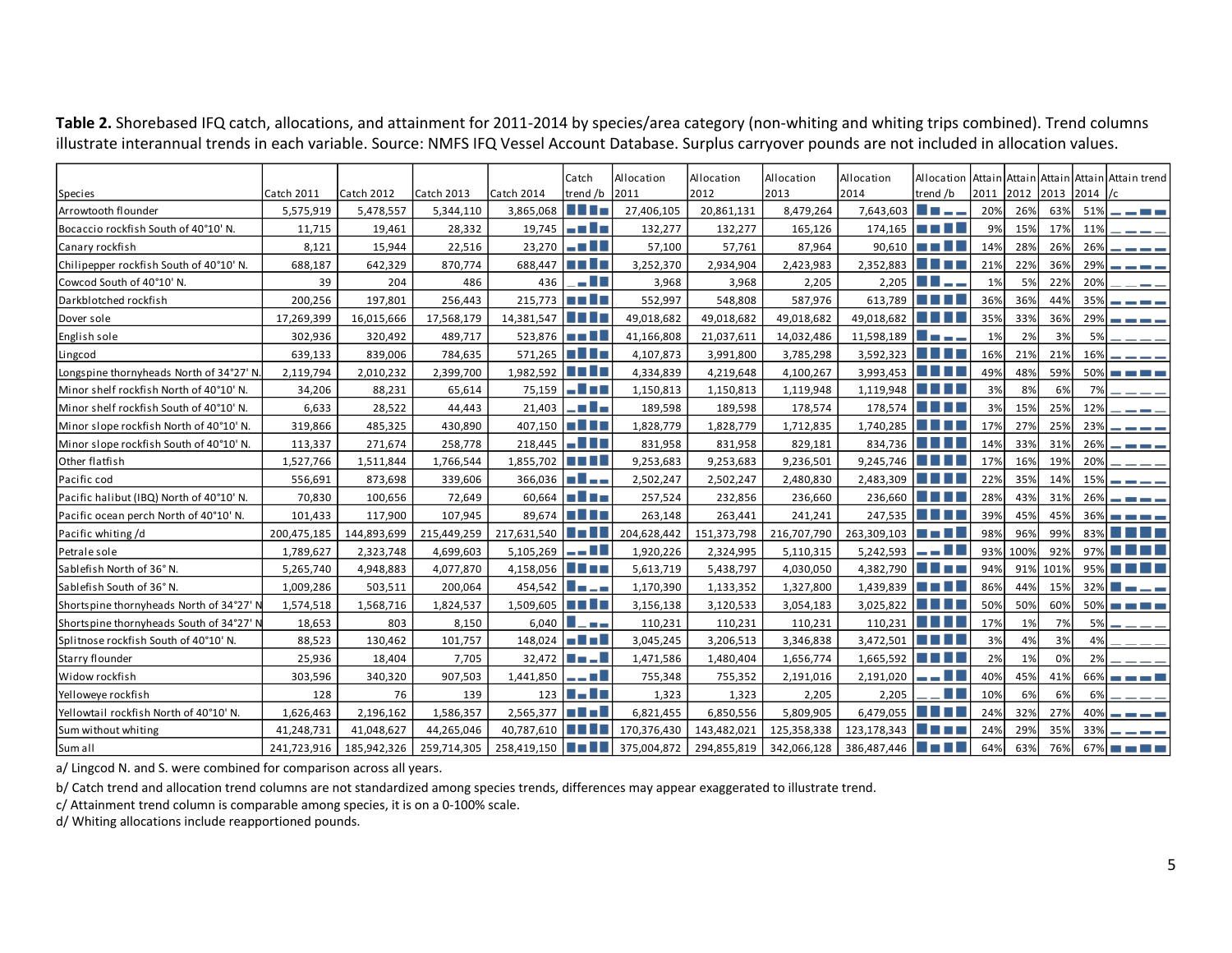**Table 2.** Shorebased IFQ catch, allocations, and attainment for 2011-2014 by species/area category (non-whiting and whiting trips combined). Trend columns illustrate interannual trends in each variable. Source: NMFS IFQ Vessel Account Database. Surplus carryover pounds are not included in allocation values.

| Species | Catch 2011 | Catch 2012 | Catch 2013 | Catch 2014 | Catch trend /b | Allocation 2011 | Allocation 2012 | Allocation 2013 | Allocation 2014 | Allocation trend /b | Attain 2011 | Attain 2012 | Attain 2013 | Attain 2014 | Attain trend /c |
|---|---|---|---|---|---|---|---|---|---|---|---|---|---|---|---|
| Arrowtooth flounder | 5,575,919 | 5,478,557 | 5,344,110 | 3,865,068 | | 27,406,105 | 20,861,131 | 8,479,264 | 7,643,603 | | 20% | 26% | 63% | 51% | |
| Bocaccio rockfish South of 40°10' N. | 11,715 | 19,461 | 28,332 | 19,745 | | 132,277 | 132,277 | 165,126 | 174,165 | | 9% | 15% | 17% | 11% | |
| Canary rockfish | 8,121 | 15,944 | 22,516 | 23,270 | | 57,100 | 57,761 | 87,964 | 90,610 | | 14% | 28% | 26% | 26% | |
| Chilipepper rockfish South of 40°10' N. | 688,187 | 642,329 | 870,774 | 688,447 | | 3,252,370 | 2,934,904 | 2,423,983 | 2,352,883 | | 21% | 22% | 36% | 29% | |
| Cowcod South of 40°10' N. | 39 | 204 | 486 | 436 | | 3,968 | 3,968 | 2,205 | 2,205 | | 1% | 5% | 22% | 20% | |
| Darkblotched rockfish | 200,256 | 197,801 | 256,443 | 215,773 | | 552,997 | 548,808 | 587,976 | 613,789 | | 36% | 36% | 44% | 35% | |
| Dover sole | 17,269,399 | 16,015,666 | 17,568,179 | 14,381,547 | | 49,018,682 | 49,018,682 | 49,018,682 | 49,018,682 | | 35% | 33% | 36% | 29% | |
| English sole | 302,936 | 320,492 | 489,717 | 523,876 | | 41,166,808 | 21,037,611 | 14,032,486 | 11,598,189 | | 1% | 2% | 3% | 5% | |
| Lingcod | 639,133 | 839,006 | 784,635 | 571,265 | | 4,107,873 | 3,991,800 | 3,785,298 | 3,592,323 | | 16% | 21% | 21% | 16% | |
| Longspine thornyheads North of 34°27' N. | 2,119,794 | 2,010,232 | 2,399,700 | 1,982,592 | | 4,334,839 | 4,219,648 | 4,100,267 | 3,993,453 | | 49% | 48% | 59% | 50% | |
| Minor shelf rockfish North of 40°10' N. | 34,206 | 88,231 | 65,614 | 75,159 | | 1,150,813 | 1,150,813 | 1,119,948 | 1,119,948 | | 3% | 8% | 6% | 7% | |
| Minor shelf rockfish South of 40°10' N. | 6,633 | 28,522 | 44,443 | 21,403 | | 189,598 | 189,598 | 178,574 | 178,574 | | 3% | 15% | 25% | 12% | |
| Minor slope rockfish North of 40°10' N. | 319,866 | 485,325 | 430,890 | 407,150 | | 1,828,779 | 1,828,779 | 1,712,835 | 1,740,285 | | 17% | 27% | 25% | 23% | |
| Minor slope rockfish South of 40°10' N. | 113,337 | 271,674 | 258,778 | 218,445 | | 831,958 | 831,958 | 829,181 | 834,736 | | 14% | 33% | 31% | 26% | |
| Other flatfish | 1,527,766 | 1,511,844 | 1,766,544 | 1,855,702 | | 9,253,683 | 9,253,683 | 9,236,501 | 9,245,746 | | 17% | 16% | 19% | 20% | |
| Pacific cod | 556,691 | 873,698 | 339,606 | 366,036 | | 2,502,247 | 2,502,247 | 2,480,830 | 2,483,309 | | 22% | 35% | 14% | 15% | |
| Pacific halibut (IBQ) North of 40°10' N. | 70,830 | 100,656 | 72,649 | 60,664 | | 257,524 | 232,856 | 236,660 | 236,660 | | 28% | 43% | 31% | 26% | |
| Pacific ocean perch North of 40°10' N. | 101,433 | 117,900 | 107,945 | 89,674 | | 263,148 | 263,441 | 241,241 | 247,535 | | 39% | 45% | 45% | 36% | |
| Pacific whiting /d | 200,475,185 | 144,893,699 | 215,449,259 | 217,631,540 | | 204,628,442 | 151,373,798 | 216,707,790 | 263,309,103 | | 98% | 96% | 99% | 83% | |
| Petrale sole | 1,789,627 | 2,323,748 | 4,699,603 | 5,105,269 | | 1,920,226 | 2,324,995 | 5,110,315 | 5,242,593 | | 93% | 100% | 92% | 97% | |
| Sablefish North of 36° N. | 5,265,740 | 4,948,883 | 4,077,870 | 4,158,056 | | 5,613,719 | 5,438,797 | 4,030,050 | 4,382,790 | | 94% | 91% | 101% | 95% | |
| Sablefish South of 36° N. | 1,009,286 | 503,511 | 200,064 | 454,542 | | 1,170,390 | 1,133,352 | 1,327,800 | 1,439,839 | | 86% | 44% | 15% | 32% | |
| Shortspine thornyheads North of 34°27' N | 1,574,518 | 1,568,716 | 1,824,537 | 1,509,605 | | 3,156,138 | 3,120,533 | 3,054,183 | 3,025,822 | | 50% | 50% | 60% | 50% | |
| Shortspine thornyheads South of 34°27' N | 18,653 | 803 | 8,150 | 6,040 | | 110,231 | 110,231 | 110,231 | 110,231 | | 17% | 1% | 7% | 5% | |
| Splitnose rockfish South of 40°10' N. | 88,523 | 130,462 | 101,757 | 148,024 | | 3,045,245 | 3,206,513 | 3,346,838 | 3,472,501 | | 3% | 4% | 3% | 4% | |
| Starry flounder | 25,936 | 18,404 | 7,705 | 32,472 | | 1,471,586 | 1,480,404 | 1,656,774 | 1,665,592 | | 2% | 1% | 0% | 2% | |
| Widow rockfish | 303,596 | 340,320 | 907,503 | 1,441,850 | | 755,348 | 755,352 | 2,191,016 | 2,191,020 | | 40% | 45% | 41% | 66% | |
| Yelloweye rockfish | 128 | 76 | 139 | 123 | | 1,323 | 1,323 | 2,205 | 2,205 | | 10% | 6% | 6% | 6% | |
| Yellowtail rockfish North of 40°10' N. | 1,626,463 | 2,196,162 | 1,586,357 | 2,565,377 | | 6,821,455 | 6,850,556 | 5,809,905 | 6,479,055 | | 24% | 32% | 27% | 40% | |
| Sum without whiting | 41,248,731 | 41,048,627 | 44,265,046 | 40,787,610 | | 170,376,430 | 143,482,021 | 125,358,338 | 123,178,343 | | 24% | 29% | 35% | 33% | |
| Sum all | 241,723,916 | 185,942,326 | 259,714,305 | 258,419,150 | | 375,004,872 | 294,855,819 | 342,066,128 | 386,487,446 | | 64% | 63% | 76% | 67% | |

a/ Lingcod N. and S. were combined for comparison across all years.

b/ Catch trend and allocation trend columns are not standardized among species trends, differences may appear exaggerated to illustrate trend.

c/ Attainment trend column is comparable among species, it is on a 0-100% scale.

d/ Whiting allocations include reapportioned pounds.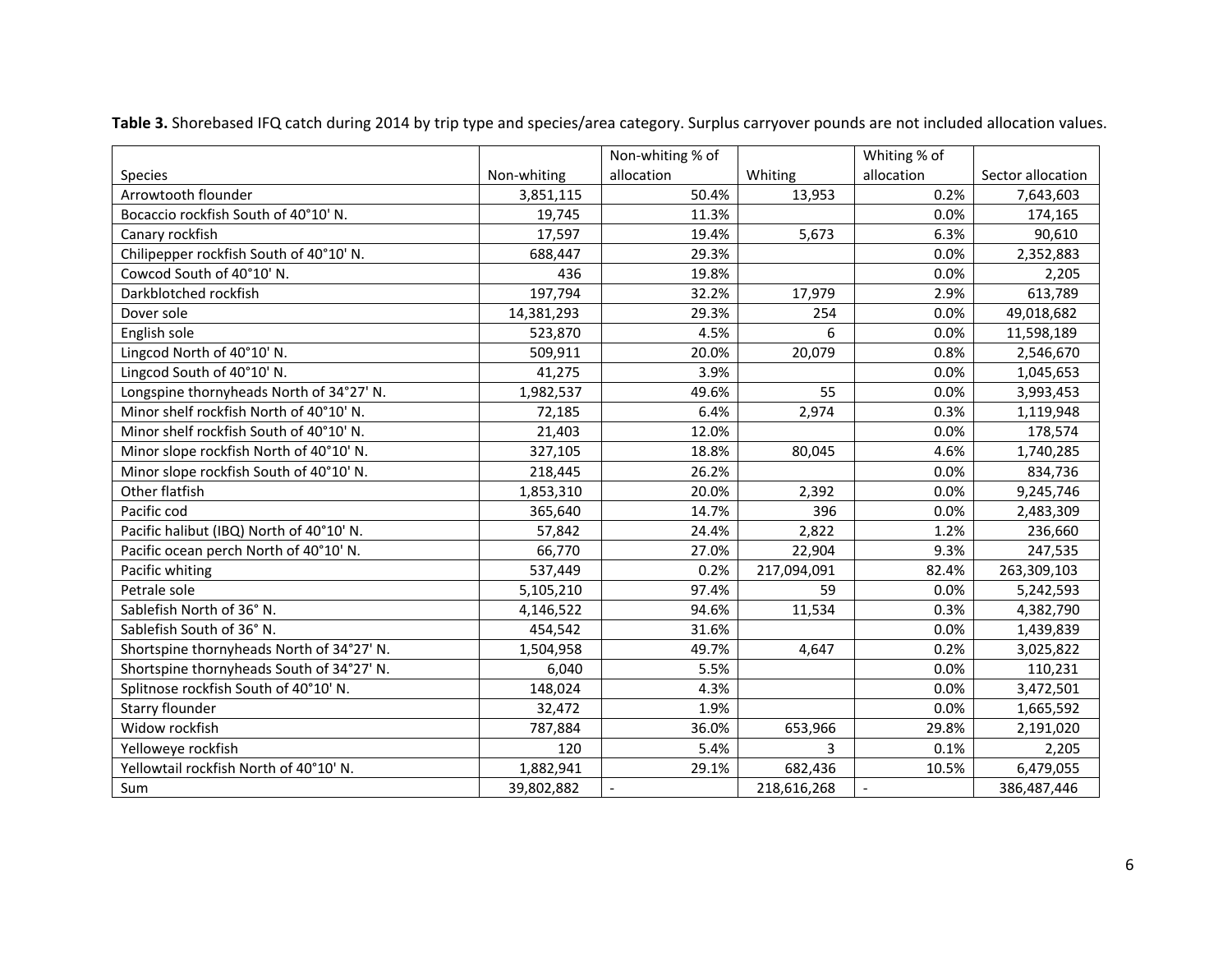**Table 3.** Shorebased IFQ catch during 2014 by trip type and species/area category. Surplus carryover pounds are not included allocation values.

| Species | Non-whiting | Non-whiting % of allocation | Whiting | Whiting % of allocation | Sector allocation |
|---|---|---|---|---|---|
| Arrowtooth flounder | 3,851,115 | 50.4% | 13,953 | 0.2% | 7,643,603 |
| Bocaccio rockfish South of 40°10' N. | 19,745 | 11.3% | | 0.0% | 174,165 |
| Canary rockfish | 17,597 | 19.4% | 5,673 | 6.3% | 90,610 |
| Chilipepper rockfish South of 40°10' N. | 688,447 | 29.3% | | 0.0% | 2,352,883 |
| Cowcod South of 40°10' N. | 436 | 19.8% | | 0.0% | 2,205 |
| Darkblotched rockfish | 197,794 | 32.2% | 17,979 | 2.9% | 613,789 |
| Dover sole | 14,381,293 | 29.3% | 254 | 0.0% | 49,018,682 |
| English sole | 523,870 | 4.5% | 6 | 0.0% | 11,598,189 |
| Lingcod North of 40°10' N. | 509,911 | 20.0% | 20,079 | 0.8% | 2,546,670 |
| Lingcod South of 40°10' N. | 41,275 | 3.9% | | 0.0% | 1,045,653 |
| Longspine thornyheads North of 34°27' N. | 1,982,537 | 49.6% | 55 | 0.0% | 3,993,453 |
| Minor shelf rockfish North of 40°10' N. | 72,185 | 6.4% | 2,974 | 0.3% | 1,119,948 |
| Minor shelf rockfish South of 40°10' N. | 21,403 | 12.0% | | 0.0% | 178,574 |
| Minor slope rockfish North of 40°10' N. | 327,105 | 18.8% | 80,045 | 4.6% | 1,740,285 |
| Minor slope rockfish South of 40°10' N. | 218,445 | 26.2% | | 0.0% | 834,736 |
| Other flatfish | 1,853,310 | 20.0% | 2,392 | 0.0% | 9,245,746 |
| Pacific cod | 365,640 | 14.7% | 396 | 0.0% | 2,483,309 |
| Pacific halibut (IBQ) North of 40°10' N. | 57,842 | 24.4% | 2,822 | 1.2% | 236,660 |
| Pacific ocean perch North of 40°10' N. | 66,770 | 27.0% | 22,904 | 9.3% | 247,535 |
| Pacific whiting | 537,449 | 0.2% | 217,094,091 | 82.4% | 263,309,103 |
| Petrale sole | 5,105,210 | 97.4% | 59 | 0.0% | 5,242,593 |
| Sablefish North of 36° N. | 4,146,522 | 94.6% | 11,534 | 0.3% | 4,382,790 |
| Sablefish South of 36° N. | 454,542 | 31.6% | | 0.0% | 1,439,839 |
| Shortspine thornyheads North of 34°27' N. | 1,504,958 | 49.7% | 4,647 | 0.2% | 3,025,822 |
| Shortspine thornyheads South of 34°27' N. | 6,040 | 5.5% | | 0.0% | 110,231 |
| Splitnose rockfish South of 40°10' N. | 148,024 | 4.3% | | 0.0% | 3,472,501 |
| Starry flounder | 32,472 | 1.9% | | 0.0% | 1,665,592 |
| Widow rockfish | 787,884 | 36.0% | 653,966 | 29.8% | 2,191,020 |
| Yelloweye rockfish | 120 | 5.4% | 3 | 0.1% | 2,205 |
| Yellowtail rockfish North of 40°10' N. | 1,882,941 | 29.1% | 682,436 | 10.5% | 6,479,055 |
| Sum | 39,802,882 | - | 218,616,268 | - | 386,487,446 |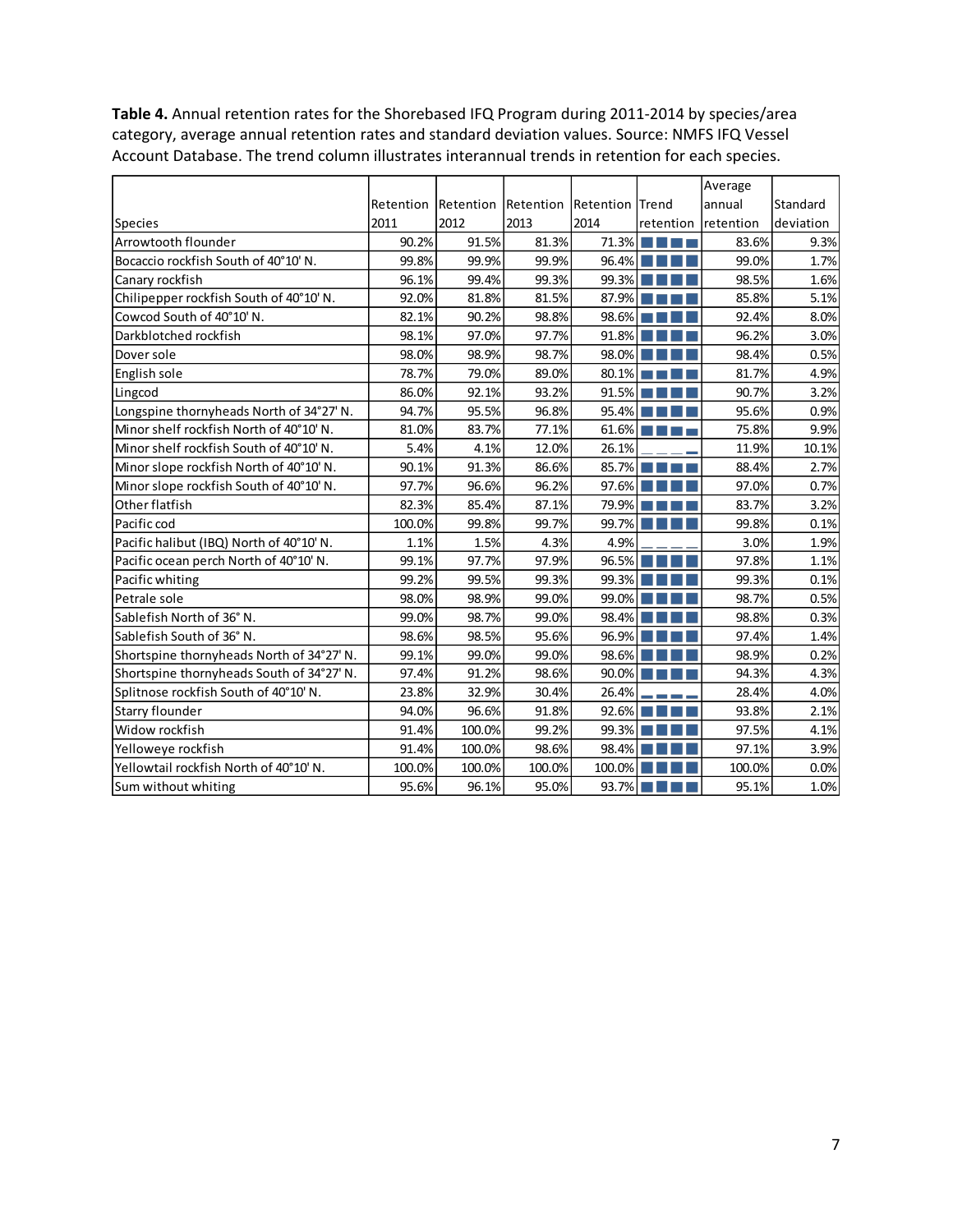**Table 4.** Annual retention rates for the Shorebased IFQ Program during 2011-2014 by species/area category, average annual retention rates and standard deviation values. Source: NMFS IFQ Vessel Account Database. The trend column illustrates interannual trends in retention for each species.

| Species | Retention 2011 | Retention 2012 | Retention 2013 | Retention 2014 | Trend retention | Average annual retention | Standard deviation |
|---|---|---|---|---|---|---|---|
| Arrowtooth flounder | 90.2% | 91.5% | 81.3% | 71.3% | | 83.6% | 9.3% |
| Bocaccio rockfish South of 40°10' N. | 99.8% | 99.9% | 99.9% | 96.4% | | 99.0% | 1.7% |
| Canary rockfish | 96.1% | 99.4% | 99.3% | 99.3% | | 98.5% | 1.6% |
| Chilipepper rockfish South of 40°10' N. | 92.0% | 81.8% | 81.5% | 87.9% | | 85.8% | 5.1% |
| Cowcod South of 40°10' N. | 82.1% | 90.2% | 98.8% | 98.6% | | 92.4% | 8.0% |
| Darkblotched rockfish | 98.1% | 97.0% | 97.7% | 91.8% | | 96.2% | 3.0% |
| Dover sole | 98.0% | 98.9% | 98.7% | 98.0% | | 98.4% | 0.5% |
| English sole | 78.7% | 79.0% | 89.0% | 80.1% | | 81.7% | 4.9% |
| Lingcod | 86.0% | 92.1% | 93.2% | 91.5% | | 90.7% | 3.2% |
| Longspine thornyheads North of 34°27' N. | 94.7% | 95.5% | 96.8% | 95.4% | | 95.6% | 0.9% |
| Minor shelf rockfish North of 40°10' N. | 81.0% | 83.7% | 77.1% | 61.6% | | 75.8% | 9.9% |
| Minor shelf rockfish South of 40°10' N. | 5.4% | 4.1% | 12.0% | 26.1% | | 11.9% | 10.1% |
| Minor slope rockfish North of 40°10' N. | 90.1% | 91.3% | 86.6% | 85.7% | | 88.4% | 2.7% |
| Minor slope rockfish South of 40°10' N. | 97.7% | 96.6% | 96.2% | 97.6% | | 97.0% | 0.7% |
| Other flatfish | 82.3% | 85.4% | 87.1% | 79.9% | | 83.7% | 3.2% |
| Pacific cod | 100.0% | 99.8% | 99.7% | 99.7% | | 99.8% | 0.1% |
| Pacific halibut (IBQ) North of 40°10' N. | 1.1% | 1.5% | 4.3% | 4.9% | | 3.0% | 1.9% |
| Pacific ocean perch North of 40°10' N. | 99.1% | 97.7% | 97.9% | 96.5% | | 97.8% | 1.1% |
| Pacific whiting | 99.2% | 99.5% | 99.3% | 99.3% | | 99.3% | 0.1% |
| Petrale sole | 98.0% | 98.9% | 99.0% | 99.0% | | 98.7% | 0.5% |
| Sablefish North of 36° N. | 99.0% | 98.7% | 99.0% | 98.4% | | 98.8% | 0.3% |
| Sablefish South of 36° N. | 98.6% | 98.5% | 95.6% | 96.9% | | 97.4% | 1.4% |
| Shortspine thornyheads North of 34°27' N. | 99.1% | 99.0% | 99.0% | 98.6% | | 98.9% | 0.2% |
| Shortspine thornyheads South of 34°27' N. | 97.4% | 91.2% | 98.6% | 90.0% | | 94.3% | 4.3% |
| Splitnose rockfish South of 40°10' N. | 23.8% | 32.9% | 30.4% | 26.4% | | 28.4% | 4.0% |
| Starry flounder | 94.0% | 96.6% | 91.8% | 92.6% | | 93.8% | 2.1% |
| Widow rockfish | 91.4% | 100.0% | 99.2% | 99.3% | | 97.5% | 4.1% |
| Yelloweye rockfish | 91.4% | 100.0% | 98.6% | 98.4% | | 97.1% | 3.9% |
| Yellowtail rockfish North of 40°10' N. | 100.0% | 100.0% | 100.0% | 100.0% | | 100.0% | 0.0% |
| Sum without whiting | 95.6% | 96.1% | 95.0% | 93.7% | | 95.1% | 1.0% |